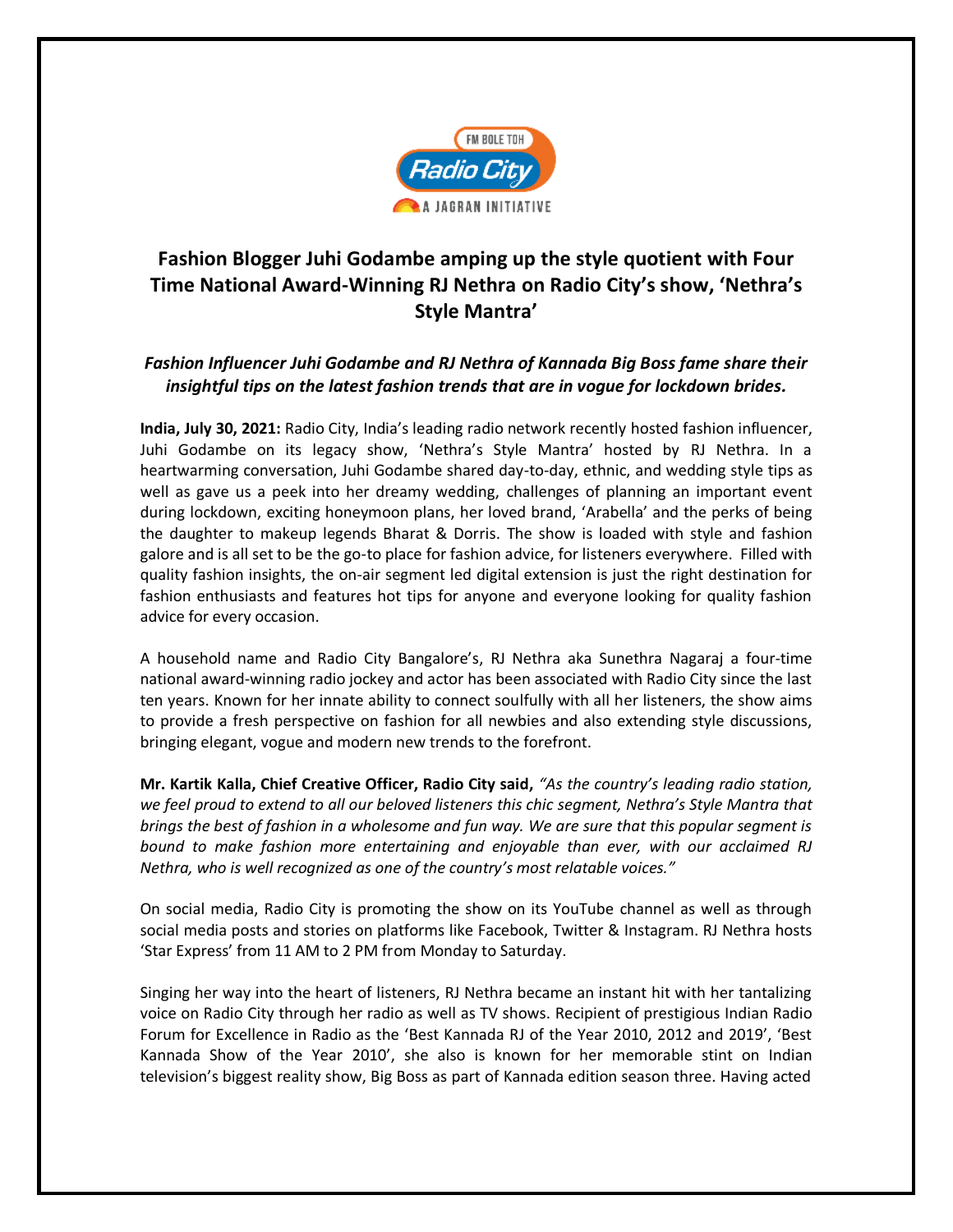# Fashion Blogger Juhi Godambe amping up the style quotient with Four Time National Award-Winning RJ Nethra on Radio City's show, 'Nethra's Style Mantra'

*Fashion Influencer Juhi Godambe and RJ Nethra of Kannada Big Boss fame share their insightful tips on the latest fashion trends that are in vogue for lockdown brides.*

**India, July 30, 2021:** Radio City, India's leading radio network recently hosted fashion influencer, Juhi Godambe on its legacy show, 'Nethra's Style Mantra' hosted by RJ Nethra. In a heartwarming conversation, Juhi Godambe shared day-to-day, ethnic, and wedding style tips as well as gave us a peek into her dreamy wedding, challenges of planning an important event during lockdown, exciting honeymoon plans, her loved brand, 'Arabella' and the perks of being the daughter to makeup legends Bharat & Dorris. The show is loaded with style and fashion galore and is all set to be the go-to place for fashion advice, for listeners everywhere. Filled with quality fashion insights, the on-air segment led digital extension is just the right destination for fashion enthusiasts and features hot tips for anyone and everyone looking for quality fashion advice for every occasion.

A household name and Radio City Bangalore's, RJ Nethra aka Sunethra Nagaraj a four-time national award-winning radio jockey and actor has been associated with Radio City since the last ten years. Known for her innate ability to connect soulfully with all her listeners, the show aims to provide a fresh perspective on fashion for all newbies and also extending style discussions, bringing elegant, vogue and modern new trends to the forefront.

**Mr. Kartik Kalla, Chief Creative Officer, Radio City said,** *"As the country's leading radio station, we feel proud to extend to all our beloved listeners this chic segment, Nethra's Style Mantra that brings the best of fashion in a wholesome and fun way. We are sure that this popular segment is bound to make fashion more entertaining and enjoyable than ever, with our acclaimed RJ Nethra, who is well recognized as one of the country's most relatable voices."*

On social media, Radio City is promoting the show on its YouTube channel as well as through social media posts and stories on platforms like Facebook, Twitter & Instagram. RJ Nethra hosts 'Star Express' from 11 AM to 2 PM from Monday to Saturday.

Singing her way into the heart of listeners, RJ Nethra became an instant hit with her tantalizing voice on Radio City through her radio as well as TV shows. Recipient of prestigious Indian Radio Forum for Excellence in Radio as the 'Best Kannada RJ of the Year 2010, 2012 and 2019', 'Best Kannada Show of the Year 2010', she also is known for her memorable stint on Indian television's biggest reality show, Big Boss as part of Kannada edition season three. Having acted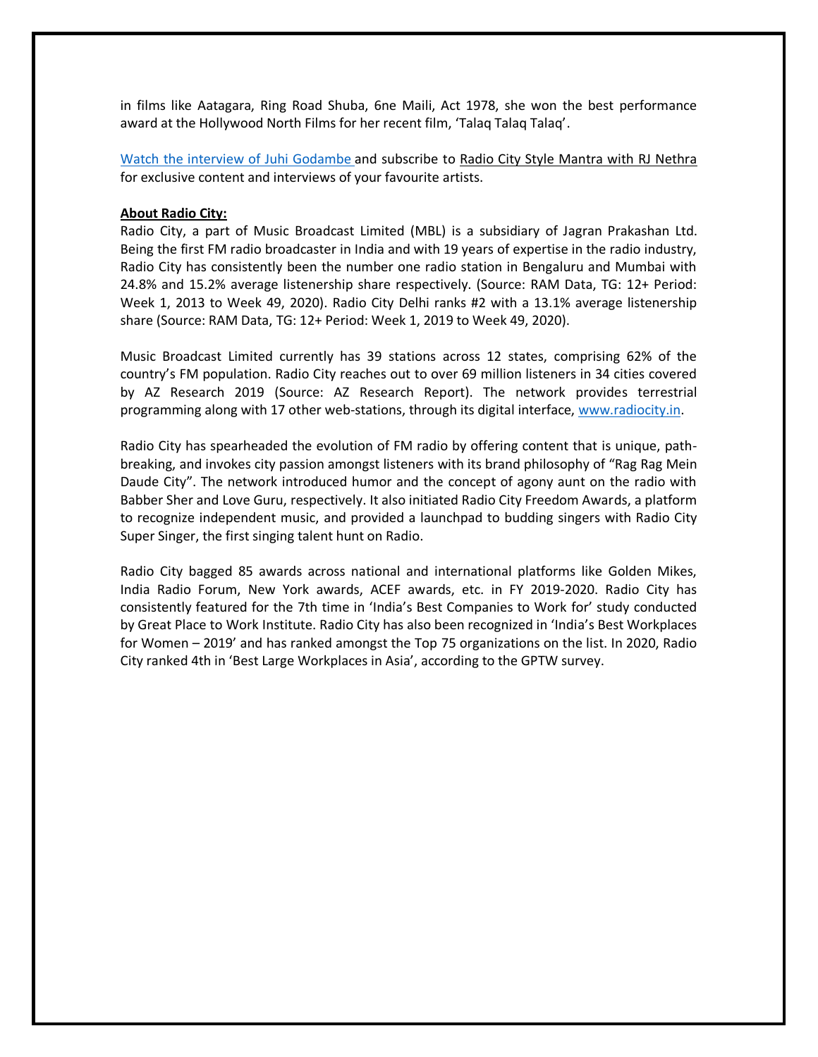in films like Aatagara, Ring Road Shuba, 6ne Maili, Act 1978, she won the best performance award at the Hollywood North Films for her recent film, 'Talaq Talaq Talaq'.

Watch the interview of Juhi Godambe and subscribe to Radio City Style Mantra with RJ Nethra for exclusive content and interviews of your favourite artists.

**About Radio City:**

Radio City, a part of Music Broadcast Limited (MBL) is a subsidiary of Jagran Prakashan Ltd. Being the first FM radio broadcaster in India and with 19 years of expertise in the radio industry, Radio City has consistently been the number one radio station in Bengaluru and Mumbai with 24.8% and 15.2% average listenership share respectively. (Source: RAM Data, TG: 12+ Period: Week 1, 2013 to Week 49, 2020). Radio City Delhi ranks #2 with a 13.1% average listenership share (Source: RAM Data, TG: 12+ Period: Week 1, 2019 to Week 49, 2020).

Music Broadcast Limited currently has 39 stations across 12 states, comprising 62% of the country's FM population. Radio City reaches out to over 69 million listeners in 34 cities covered by AZ Research 2019 (Source: AZ Research Report). The network provides terrestrial programming along with 17 other web-stations, through its digital interface, www.radiocity.in.

Radio City has spearheaded the evolution of FM radio by offering content that is unique, path-breaking, and invokes city passion amongst listeners with its brand philosophy of "Rag Rag Mein Daude City". The network introduced humor and the concept of agony aunt on the radio with Babber Sher and Love Guru, respectively. It also initiated Radio City Freedom Awards, a platform to recognize independent music, and provided a launchpad to budding singers with Radio City Super Singer, the first singing talent hunt on Radio.

Radio City bagged 85 awards across national and international platforms like Golden Mikes, India Radio Forum, New York awards, ACEF awards, etc. in FY 2019-2020. Radio City has consistently featured for the 7th time in 'India's Best Companies to Work for' study conducted by Great Place to Work Institute. Radio City has also been recognized in 'India's Best Workplaces for Women – 2019' and has ranked amongst the Top 75 organizations on the list. In 2020, Radio City ranked 4th in 'Best Large Workplaces in Asia', according to the GPTW survey.